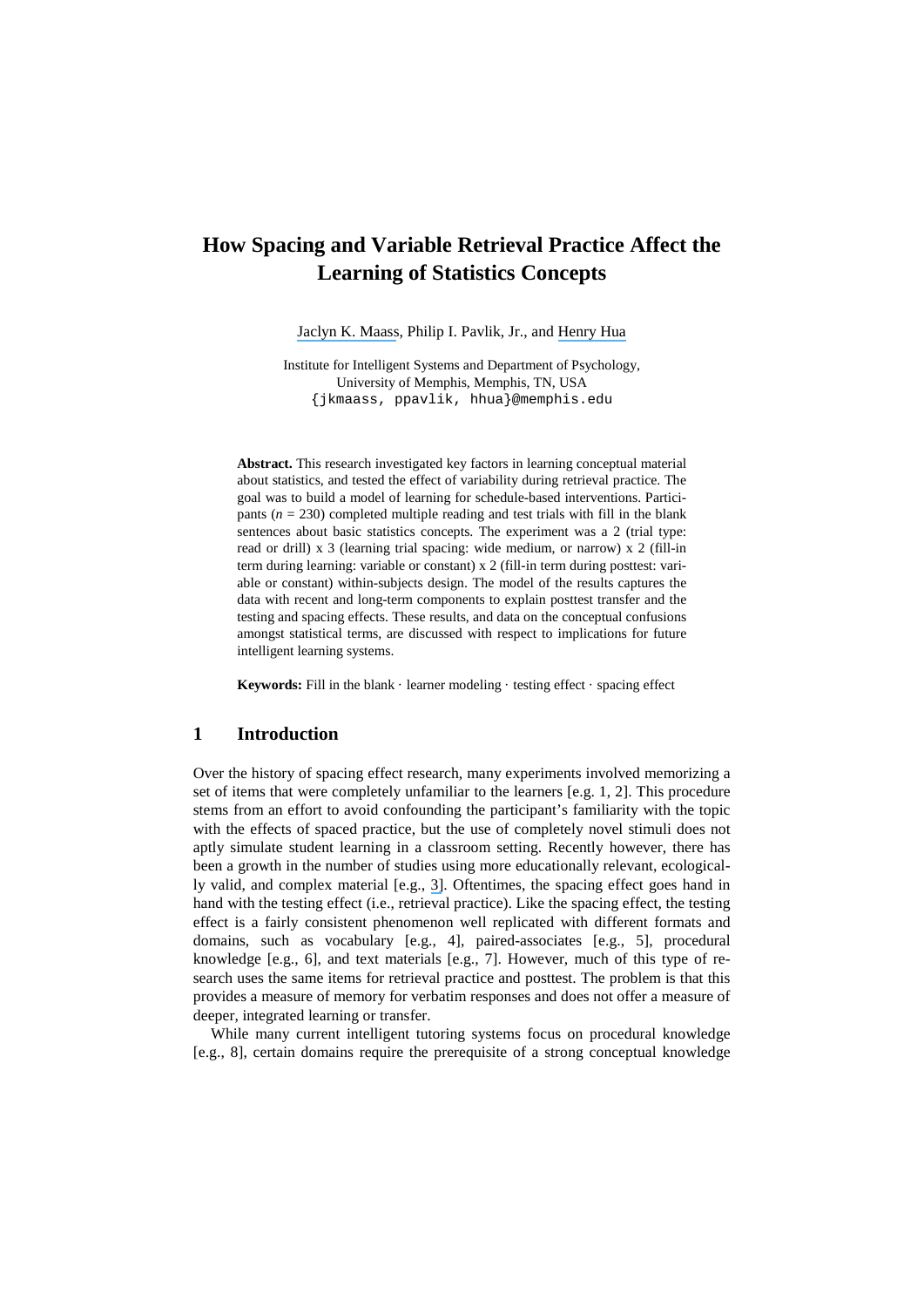# How Spacing and Variable Retrieval Practice Affect the Learning of Statistics Concepts

Jaclyn K. Maass, Philip I. Pavlik, Jr., and Henry Hua

Institute for Intelligent Systems and Department of Psychology, University of Memphis, Memphis, TN, USA
{jkmaass, ppavlik, hhua}@memphis.edu

**Abstract.** This research investigated key factors in learning conceptual material about statistics, and tested the effect of variability during retrieval practice. The goal was to build a model of learning for schedule-based interventions. Participants ($n$ = 230) completed multiple reading and test trials with fill in the blank sentences about basic statistics concepts. The experiment was a 2 (trial type: read or drill) x 3 (learning trial spacing: wide medium, or narrow) x 2 (fill-in term during learning: variable or constant) x 2 (fill-in term during posttest: variable or constant) within-subjects design. The model of the results captures the data with recent and long-term components to explain posttest transfer and the testing and spacing effects. These results, and data on the conceptual confusions amongst statistical terms, are discussed with respect to implications for future intelligent learning systems.

**Keywords:** Fill in the blank · learner modeling · testing effect · spacing effect

## 1 Introduction

Over the history of spacing effect research, many experiments involved memorizing a set of items that were completely unfamiliar to the learners [e.g. 1, 2]. This procedure stems from an effort to avoid confounding the participant's familiarity with the topic with the effects of spaced practice, but the use of completely novel stimuli does not aptly simulate student learning in a classroom setting. Recently however, there has been a growth in the number of studies using more educationally relevant, ecologically valid, and complex material [e.g., 3]. Oftentimes, the spacing effect goes hand in hand with the testing effect (i.e., retrieval practice). Like the spacing effect, the testing effect is a fairly consistent phenomenon well replicated with different formats and domains, such as vocabulary [e.g., 4], paired-associates [e.g., 5], procedural knowledge [e.g., 6], and text materials [e.g., 7]. However, much of this type of research uses the same items for retrieval practice and posttest. The problem is that this provides a measure of memory for verbatim responses and does not offer a measure of deeper, integrated learning or transfer.

While many current intelligent tutoring systems focus on procedural knowledge [e.g., 8], certain domains require the prerequisite of a strong conceptual knowledge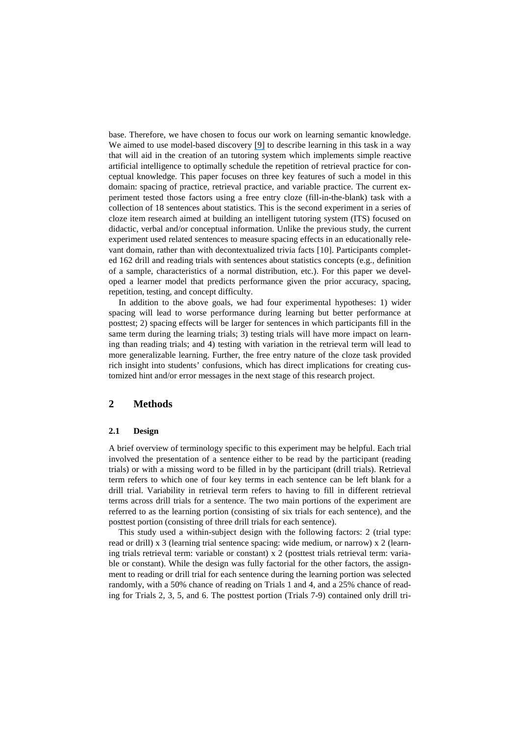base. Therefore, we have chosen to focus our work on learning semantic knowledge. We aimed to use model-based discovery [9] to describe learning in this task in a way that will aid in the creation of an tutoring system which implements simple reactive artificial intelligence to optimally schedule the repetition of retrieval practice for conceptual knowledge. This paper focuses on three key features of such a model in this domain: spacing of practice, retrieval practice, and variable practice. The current experiment tested those factors using a free entry cloze (fill-in-the-blank) task with a collection of 18 sentences about statistics. This is the second experiment in a series of cloze item research aimed at building an intelligent tutoring system (ITS) focused on didactic, verbal and/or conceptual information. Unlike the previous study, the current experiment used related sentences to measure spacing effects in an educationally relevant domain, rather than with decontextualized trivia facts [10]. Participants completed 162 drill and reading trials with sentences about statistics concepts (e.g., definition of a sample, characteristics of a normal distribution, etc.). For this paper we developed a learner model that predicts performance given the prior accuracy, spacing, repetition, testing, and concept difficulty.

In addition to the above goals, we had four experimental hypotheses: 1) wider spacing will lead to worse performance during learning but better performance at posttest; 2) spacing effects will be larger for sentences in which participants fill in the same term during the learning trials; 3) testing trials will have more impact on learning than reading trials; and 4) testing with variation in the retrieval term will lead to more generalizable learning. Further, the free entry nature of the cloze task provided rich insight into students' confusions, which has direct implications for creating customized hint and/or error messages in the next stage of this research project.

## 2 Methods

### 2.1 Design

A brief overview of terminology specific to this experiment may be helpful. Each trial involved the presentation of a sentence either to be read by the participant (reading trials) or with a missing word to be filled in by the participant (drill trials). Retrieval term refers to which one of four key terms in each sentence can be left blank for a drill trial. Variability in retrieval term refers to having to fill in different retrieval terms across drill trials for a sentence. The two main portions of the experiment are referred to as the learning portion (consisting of six trials for each sentence), and the posttest portion (consisting of three drill trials for each sentence).

This study used a within-subject design with the following factors: 2 (trial type: read or drill) x 3 (learning trial sentence spacing: wide medium, or narrow) x 2 (learning trials retrieval term: variable or constant) x 2 (posttest trials retrieval term: variable or constant). While the design was fully factorial for the other factors, the assignment to reading or drill trial for each sentence during the learning portion was selected randomly, with a 50% chance of reading on Trials 1 and 4, and a 25% chance of reading for Trials 2, 3, 5, and 6. The posttest portion (Trials 7-9) contained only drill tri-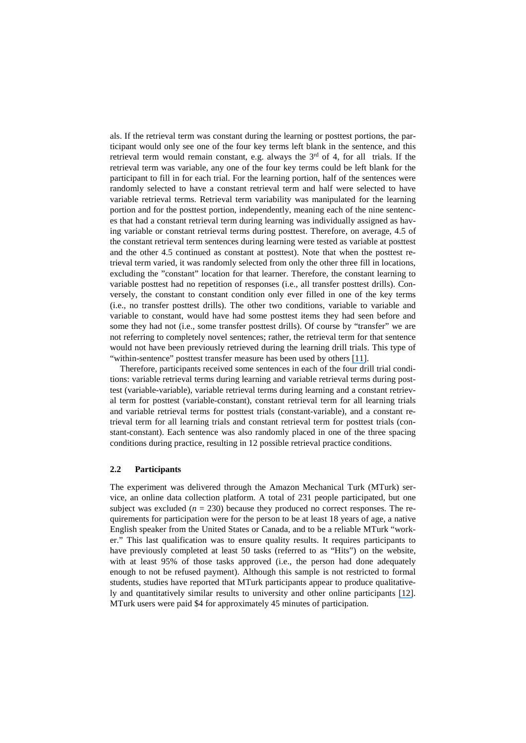als. If the retrieval term was constant during the learning or posttest portions, the participant would only see one of the four key terms left blank in the sentence, and this retrieval term would remain constant, e.g. always the 3rd of 4, for all trials. If the retrieval term was variable, any one of the four key terms could be left blank for the participant to fill in for each trial. For the learning portion, half of the sentences were randomly selected to have a constant retrieval term and half were selected to have variable retrieval terms. Retrieval term variability was manipulated for the learning portion and for the posttest portion, independently, meaning each of the nine sentences that had a constant retrieval term during learning was individually assigned as having variable or constant retrieval terms during posttest. Therefore, on average, 4.5 of the constant retrieval term sentences during learning were tested as variable at posttest and the other 4.5 continued as constant at posttest). Note that when the posttest retrieval term varied, it was randomly selected from only the other three fill in locations, excluding the "constant" location for that learner. Therefore, the constant learning to variable posttest had no repetition of responses (i.e., all transfer posttest drills). Conversely, the constant to constant condition only ever filled in one of the key terms (i.e., no transfer posttest drills). The other two conditions, variable to variable and variable to constant, would have had some posttest items they had seen before and some they had not (i.e., some transfer posttest drills). Of course by "transfer" we are not referring to completely novel sentences; rather, the retrieval term for that sentence would not have been previously retrieved during the learning drill trials. This type of "within-sentence" posttest transfer measure has been used by others [11].

Therefore, participants received some sentences in each of the four drill trial conditions: variable retrieval terms during learning and variable retrieval terms during posttest (variable-variable), variable retrieval terms during learning and a constant retrieval term for posttest (variable-constant), constant retrieval term for all learning trials and variable retrieval terms for posttest trials (constant-variable), and a constant retrieval term for all learning trials and constant retrieval term for posttest trials (constant-constant). Each sentence was also randomly placed in one of the three spacing conditions during practice, resulting in 12 possible retrieval practice conditions.

### 2.2 Participants

The experiment was delivered through the Amazon Mechanical Turk (MTurk) service, an online data collection platform. A total of 231 people participated, but one subject was excluded ($n = 230$) because they produced no correct responses. The requirements for participation were for the person to be at least 18 years of age, a native English speaker from the United States or Canada, and to be a reliable MTurk "worker." This last qualification was to ensure quality results. It requires participants to have previously completed at least 50 tasks (referred to as "Hits") on the website, with at least 95% of those tasks approved (i.e., the person had done adequately enough to not be refused payment). Although this sample is not restricted to formal students, studies have reported that MTurk participants appear to produce qualitatively and quantitatively similar results to university and other online participants [12]. MTurk users were paid $4 for approximately 45 minutes of participation.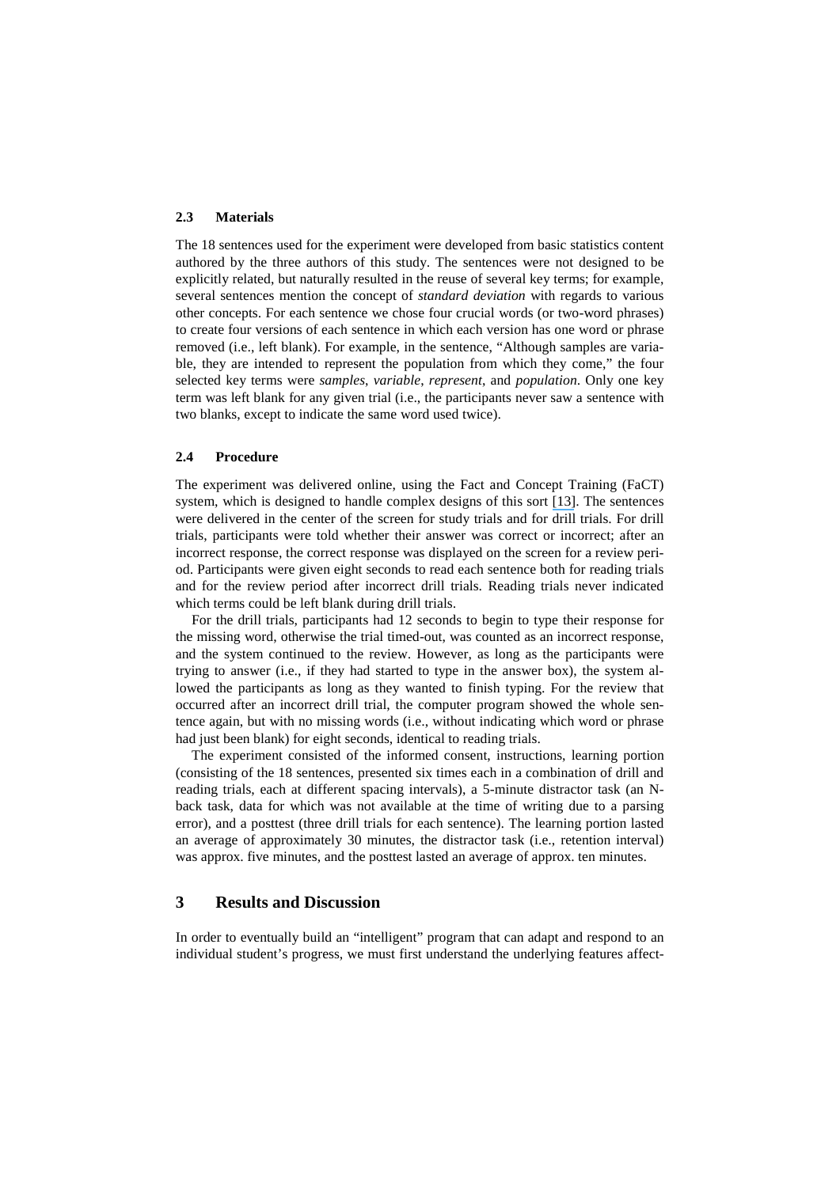### 2.3 Materials

The 18 sentences used for the experiment were developed from basic statistics content authored by the three authors of this study. The sentences were not designed to be explicitly related, but naturally resulted in the reuse of several key terms; for example, several sentences mention the concept of *standard deviation* with regards to various other concepts. For each sentence we chose four crucial words (or two-word phrases) to create four versions of each sentence in which each version has one word or phrase removed (i.e., left blank). For example, in the sentence, "Although samples are variable, they are intended to represent the population from which they come," the four selected key terms were *samples*, *variable*, *represent*, and *population*. Only one key term was left blank for any given trial (i.e., the participants never saw a sentence with two blanks, except to indicate the same word used twice).

### 2.4 Procedure

The experiment was delivered online, using the Fact and Concept Training (FaCT) system, which is designed to handle complex designs of this sort [13]. The sentences were delivered in the center of the screen for study trials and for drill trials. For drill trials, participants were told whether their answer was correct or incorrect; after an incorrect response, the correct response was displayed on the screen for a review period. Participants were given eight seconds to read each sentence both for reading trials and for the review period after incorrect drill trials. Reading trials never indicated which terms could be left blank during drill trials.

For the drill trials, participants had 12 seconds to begin to type their response for the missing word, otherwise the trial timed-out, was counted as an incorrect response, and the system continued to the review. However, as long as the participants were trying to answer (i.e., if they had started to type in the answer box), the system allowed the participants as long as they wanted to finish typing. For the review that occurred after an incorrect drill trial, the computer program showed the whole sentence again, but with no missing words (i.e., without indicating which word or phrase had just been blank) for eight seconds, identical to reading trials.

The experiment consisted of the informed consent, instructions, learning portion (consisting of the 18 sentences, presented six times each in a combination of drill and reading trials, each at different spacing intervals), a 5-minute distractor task (an N-back task, data for which was not available at the time of writing due to a parsing error), and a posttest (three drill trials for each sentence). The learning portion lasted an average of approximately 30 minutes, the distractor task (i.e., retention interval) was approx. five minutes, and the posttest lasted an average of approx. ten minutes.

## 3 Results and Discussion

In order to eventually build an "intelligent" program that can adapt and respond to an individual student's progress, we must first understand the underlying features affect-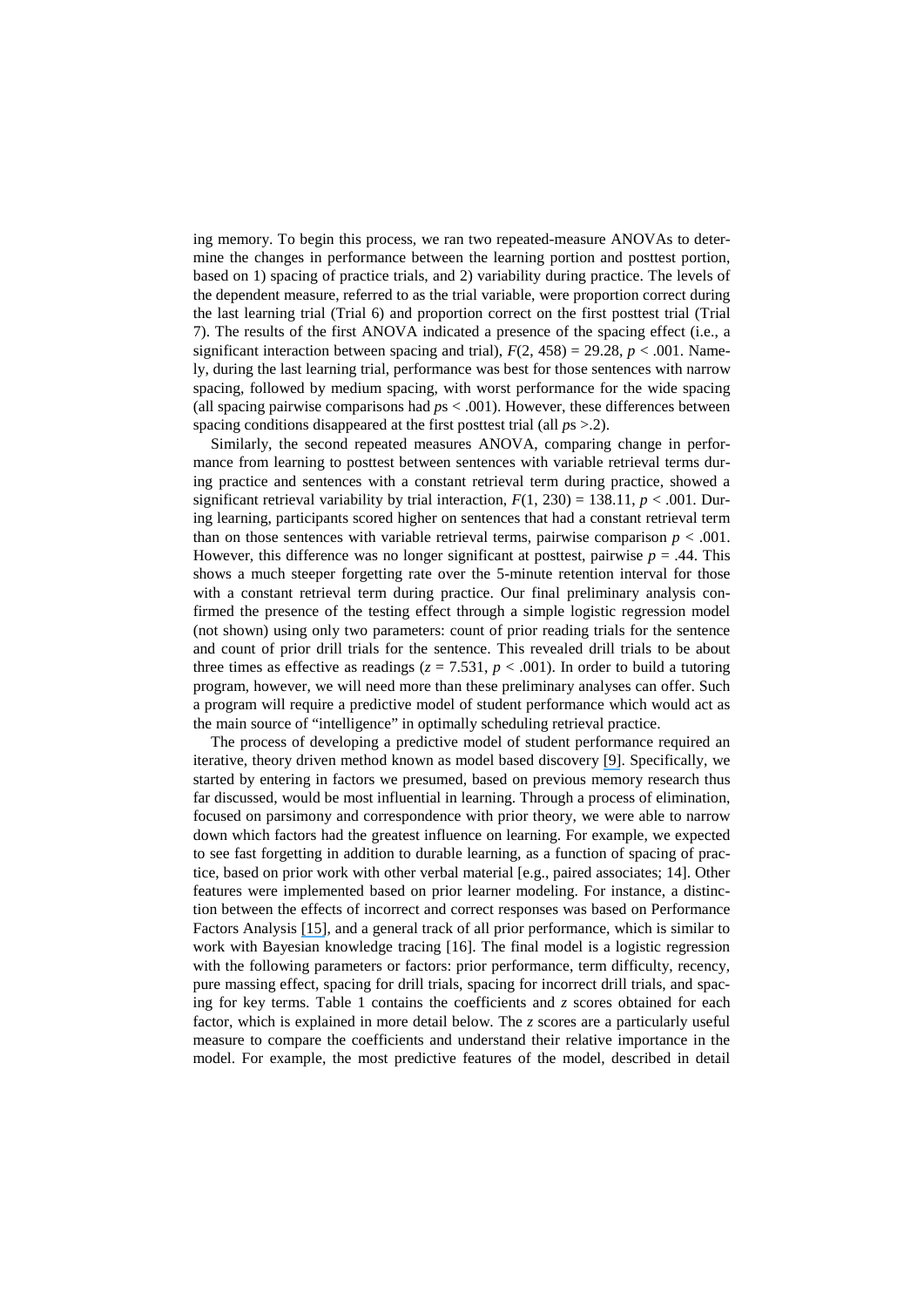ing memory. To begin this process, we ran two repeated-measure ANOVAs to determine the changes in performance between the learning portion and posttest portion, based on 1) spacing of practice trials, and 2) variability during practice. The levels of the dependent measure, referred to as the trial variable, were proportion correct during the last learning trial (Trial 6) and proportion correct on the first posttest trial (Trial 7). The results of the first ANOVA indicated a presence of the spacing effect (i.e., a significant interaction between spacing and trial), $F(2, 458) = 29.28$, $p < .001$. Namely, during the last learning trial, performance was best for those sentences with narrow spacing, followed by medium spacing, with worst performance for the wide spacing (all spacing pairwise comparisons had $p$s < .001). However, these differences between spacing conditions disappeared at the first posttest trial (all $p$s >.2).

Similarly, the second repeated measures ANOVA, comparing change in performance from learning to posttest between sentences with variable retrieval terms during practice and sentences with a constant retrieval term during practice, showed a significant retrieval variability by trial interaction, $F(1, 230) = 138.11$, $p < .001$. During learning, participants scored higher on sentences that had a constant retrieval term than on those sentences with variable retrieval terms, pairwise comparison $p < .001$. However, this difference was no longer significant at posttest, pairwise $p = .44$. This shows a much steeper forgetting rate over the 5-minute retention interval for those with a constant retrieval term during practice. Our final preliminary analysis confirmed the presence of the testing effect through a simple logistic regression model (not shown) using only two parameters: count of prior reading trials for the sentence and count of prior drill trials for the sentence. This revealed drill trials to be about three times as effective as readings ($z = 7.531$, $p < .001$). In order to build a tutoring program, however, we will need more than these preliminary analyses can offer. Such a program will require a predictive model of student performance which would act as the main source of "intelligence" in optimally scheduling retrieval practice.

The process of developing a predictive model of student performance required an iterative, theory driven method known as model based discovery [9]. Specifically, we started by entering in factors we presumed, based on previous memory research thus far discussed, would be most influential in learning. Through a process of elimination, focused on parsimony and correspondence with prior theory, we were able to narrow down which factors had the greatest influence on learning. For example, we expected to see fast forgetting in addition to durable learning, as a function of spacing of practice, based on prior work with other verbal material [e.g., paired associates; 14]. Other features were implemented based on prior learner modeling. For instance, a distinction between the effects of incorrect and correct responses was based on Performance Factors Analysis [15], and a general track of all prior performance, which is similar to work with Bayesian knowledge tracing [16]. The final model is a logistic regression with the following parameters or factors: prior performance, term difficulty, recency, pure massing effect, spacing for drill trials, spacing for incorrect drill trials, and spacing for key terms. Table 1 contains the coefficients and $z$ scores obtained for each factor, which is explained in more detail below. The $z$ scores are a particularly useful measure to compare the coefficients and understand their relative importance in the model. For example, the most predictive features of the model, described in detail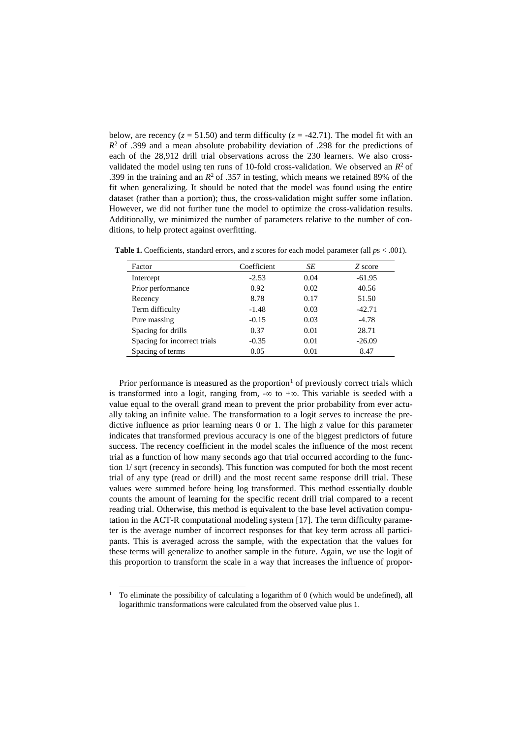below, are recency ($z$ = 51.50) and term difficulty ($z$ = -42.71). The model fit with an $R^2$ of .399 and a mean absolute probability deviation of .298 for the predictions of each of the 28,912 drill trial observations across the 230 learners. We also cross-validated the model using ten runs of 10-fold cross-validation. We observed an $R^2$ of .399 in the training and an $R^2$ of .357 in testing, which means we retained 89% of the fit when generalizing. It should be noted that the model was found using the entire dataset (rather than a portion); thus, the cross-validation might suffer some inflation. However, we did not further tune the model to optimize the cross-validation results. Additionally, we minimized the number of parameters relative to the number of conditions, to help protect against overfitting.

**Table 1.** Coefficients, standard errors, and $z$ scores for each model parameter (all $p$s < .001).

| Factor | Coefficient | *SE* | *Z* score |
|---|---|---|---|
| Intercept | -2.53 | 0.04 | -61.95 |
| Prior performance | 0.92 | 0.02 | 40.56 |
| Recency | 8.78 | 0.17 | 51.50 |
| Term difficulty | -1.48 | 0.03 | -42.71 |
| Pure massing | -0.15 | 0.03 | -4.78 |
| Spacing for drills | 0.37 | 0.01 | 28.71 |
| Spacing for incorrect trials | -0.35 | 0.01 | -26.09 |
| Spacing of terms | 0.05 | 0.01 | 8.47 |

Prior performance is measured as the proportion[1] of previously correct trials which is transformed into a logit, ranging from, $-\infty$ to $+\infty$. This variable is seeded with a value equal to the overall grand mean to prevent the prior probability from ever actually taking an infinite value. The transformation to a logit serves to increase the predictive influence as prior learning nears 0 or 1. The high $z$ value for this parameter indicates that transformed previous accuracy is one of the biggest predictors of future success. The recency coefficient in the model scales the influence of the most recent trial as a function of how many seconds ago that trial occurred according to the function 1/ sqrt (recency in seconds). This function was computed for both the most recent trial of any type (read or drill) and the most recent same response drill trial. These values were summed before being log transformed. This method essentially double counts the amount of learning for the specific recent drill trial compared to a recent reading trial. Otherwise, this method is equivalent to the base level activation computation in the ACT-R computational modeling system [17]. The term difficulty parameter is the average number of incorrect responses for that key term across all participants. This is averaged across the sample, with the expectation that the values for these terms will generalize to another sample in the future. Again, we use the logit of this proportion to transform the scale in a way that increases the influence of propor-

[1] To eliminate the possibility of calculating a logarithm of 0 (which would be undefined), all logarithmic transformations were calculated from the observed value plus 1.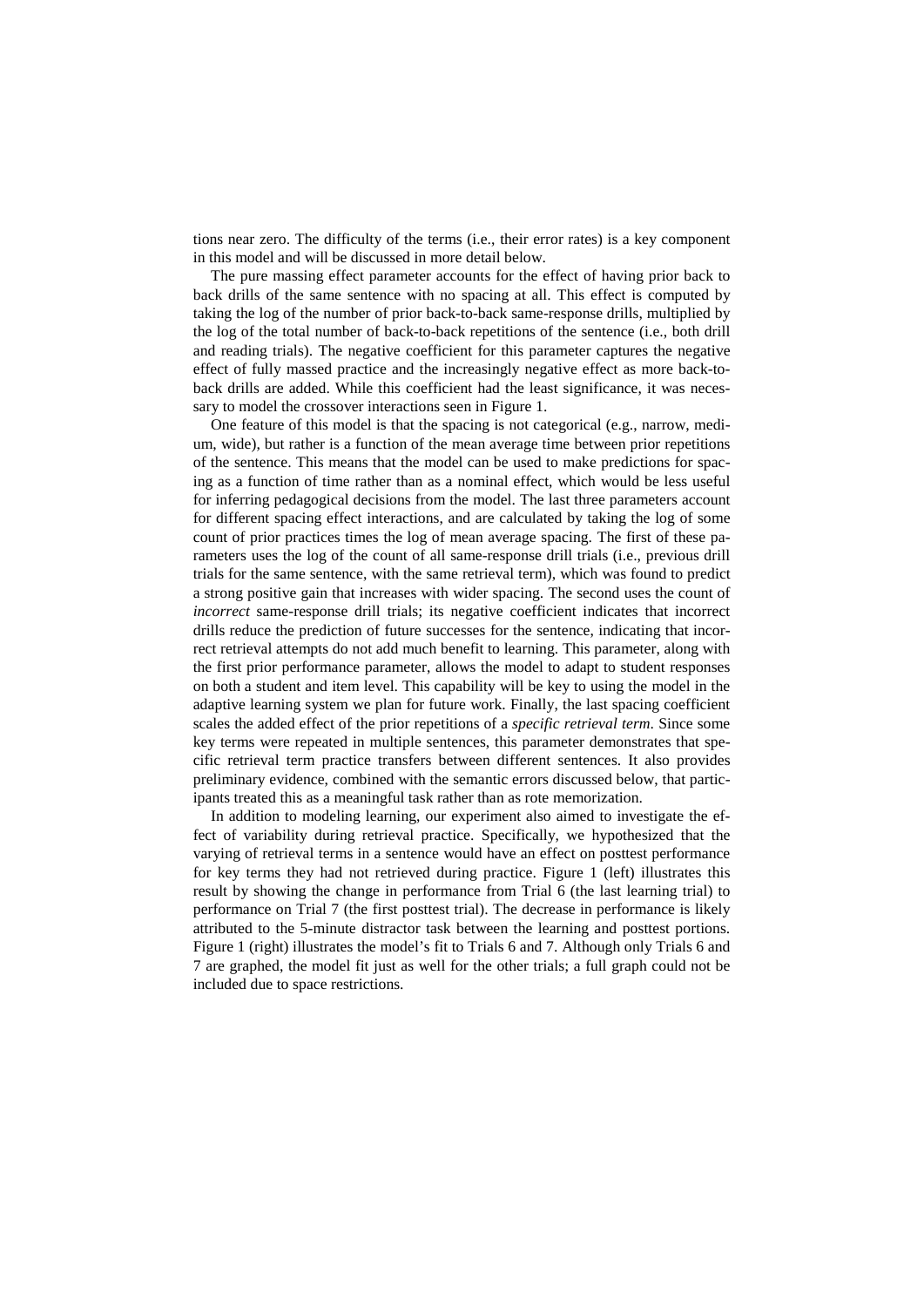tions near zero. The difficulty of the terms (i.e., their error rates) is a key component in this model and will be discussed in more detail below.

The pure massing effect parameter accounts for the effect of having prior back to back drills of the same sentence with no spacing at all. This effect is computed by taking the log of the number of prior back-to-back same-response drills, multiplied by the log of the total number of back-to-back repetitions of the sentence (i.e., both drill and reading trials). The negative coefficient for this parameter captures the negative effect of fully massed practice and the increasingly negative effect as more back-to-back drills are added. While this coefficient had the least significance, it was necessary to model the crossover interactions seen in Figure 1.

One feature of this model is that the spacing is not categorical (e.g., narrow, medium, wide), but rather is a function of the mean average time between prior repetitions of the sentence. This means that the model can be used to make predictions for spacing as a function of time rather than as a nominal effect, which would be less useful for inferring pedagogical decisions from the model. The last three parameters account for different spacing effect interactions, and are calculated by taking the log of some count of prior practices times the log of mean average spacing. The first of these parameters uses the log of the count of all same-response drill trials (i.e., previous drill trials for the same sentence, with the same retrieval term), which was found to predict a strong positive gain that increases with wider spacing. The second uses the count of *incorrect* same-response drill trials; its negative coefficient indicates that incorrect drills reduce the prediction of future successes for the sentence, indicating that incorrect retrieval attempts do not add much benefit to learning. This parameter, along with the first prior performance parameter, allows the model to adapt to student responses on both a student and item level. This capability will be key to using the model in the adaptive learning system we plan for future work. Finally, the last spacing coefficient scales the added effect of the prior repetitions of a *specific retrieval term*. Since some key terms were repeated in multiple sentences, this parameter demonstrates that specific retrieval term practice transfers between different sentences. It also provides preliminary evidence, combined with the semantic errors discussed below, that participants treated this as a meaningful task rather than as rote memorization.

In addition to modeling learning, our experiment also aimed to investigate the effect of variability during retrieval practice. Specifically, we hypothesized that the varying of retrieval terms in a sentence would have an effect on posttest performance for key terms they had not retrieved during practice. Figure 1 (left) illustrates this result by showing the change in performance from Trial 6 (the last learning trial) to performance on Trial 7 (the first posttest trial). The decrease in performance is likely attributed to the 5-minute distractor task between the learning and posttest portions. Figure 1 (right) illustrates the model's fit to Trials 6 and 7. Although only Trials 6 and 7 are graphed, the model fit just as well for the other trials; a full graph could not be included due to space restrictions.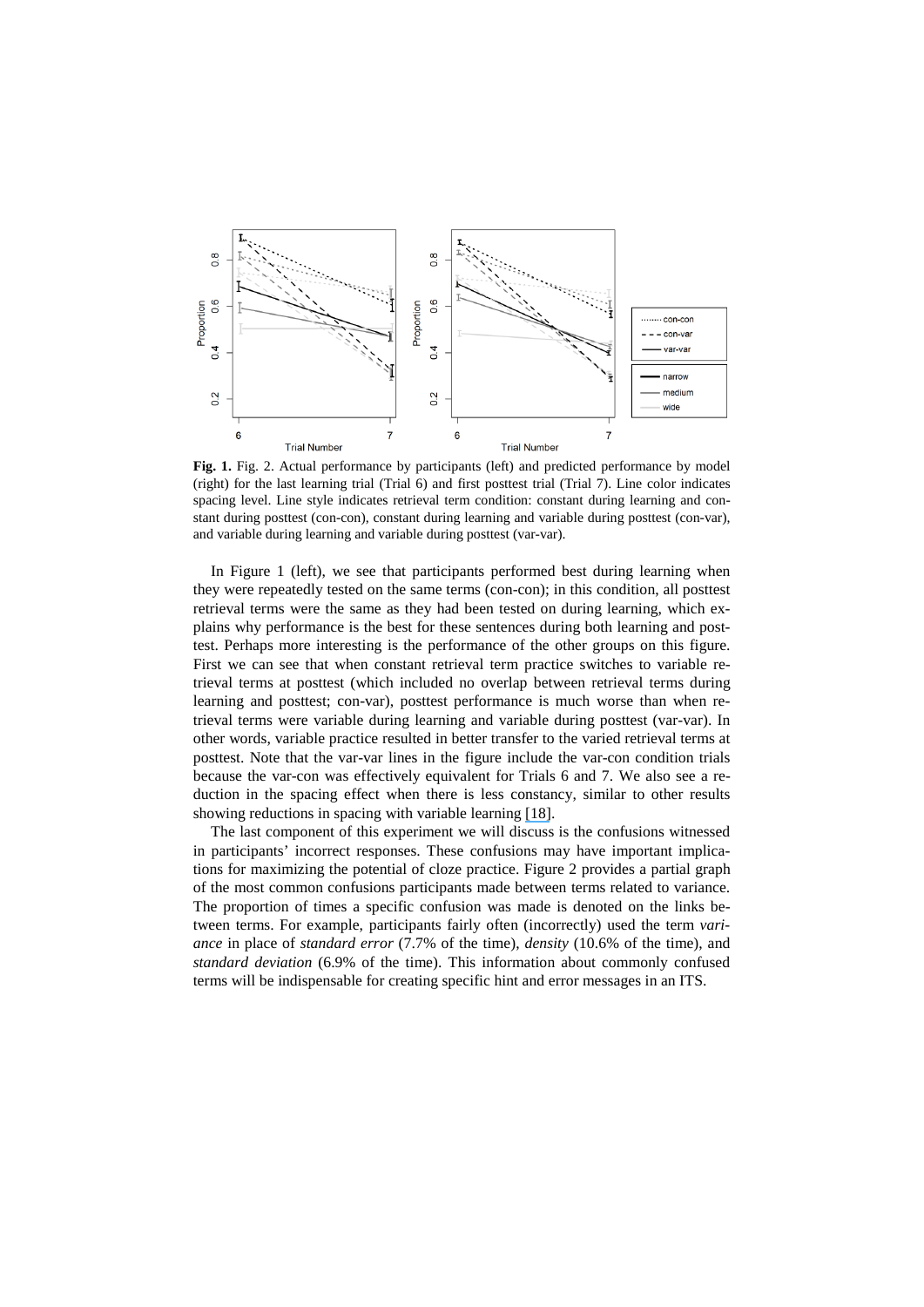Proportion
0.2
0.4
0.6
0.8
6
7
Trial Number

Proportion
0.2
0.4
0.6
0.8
6
7
Trial Number

con-con
con-var
var-var

narrow
medium
wide

**Fig. 1.** Fig. 2. Actual performance by participants (left) and predicted performance by model (right) for the last learning trial (Trial 6) and first posttest trial (Trial 7). Line color indicates spacing level. Line style indicates retrieval term condition: constant during learning and constant during posttest (con-con), constant during learning and variable during posttest (con-var), and variable during learning and variable during posttest (var-var).

In Figure 1 (left), we see that participants performed best during learning when they were repeatedly tested on the same terms (con-con); in this condition, all posttest retrieval terms were the same as they had been tested on during learning, which explains why performance is the best for these sentences during both learning and posttest. Perhaps more interesting is the performance of the other groups on this figure. First we can see that when constant retrieval term practice switches to variable retrieval terms at posttest (which included no overlap between retrieval terms during learning and posttest; con-var), posttest performance is much worse than when retrieval terms were variable during learning and variable during posttest (var-var). In other words, variable practice resulted in better transfer to the varied retrieval terms at posttest. Note that the var-var lines in the figure include the var-con condition trials because the var-con was effectively equivalent for Trials 6 and 7. We also see a reduction in the spacing effect when there is less constancy, similar to other results showing reductions in spacing with variable learning [18].

The last component of this experiment we will discuss is the confusions witnessed in participants' incorrect responses. These confusions may have important implications for maximizing the potential of cloze practice. Figure 2 provides a partial graph of the most common confusions participants made between terms related to variance. The proportion of times a specific confusion was made is denoted on the links between terms. For example, participants fairly often (incorrectly) used the term *variance* in place of *standard error* (7.7% of the time), *density* (10.6% of the time), and *standard deviation* (6.9% of the time). This information about commonly confused terms will be indispensable for creating specific hint and error messages in an ITS.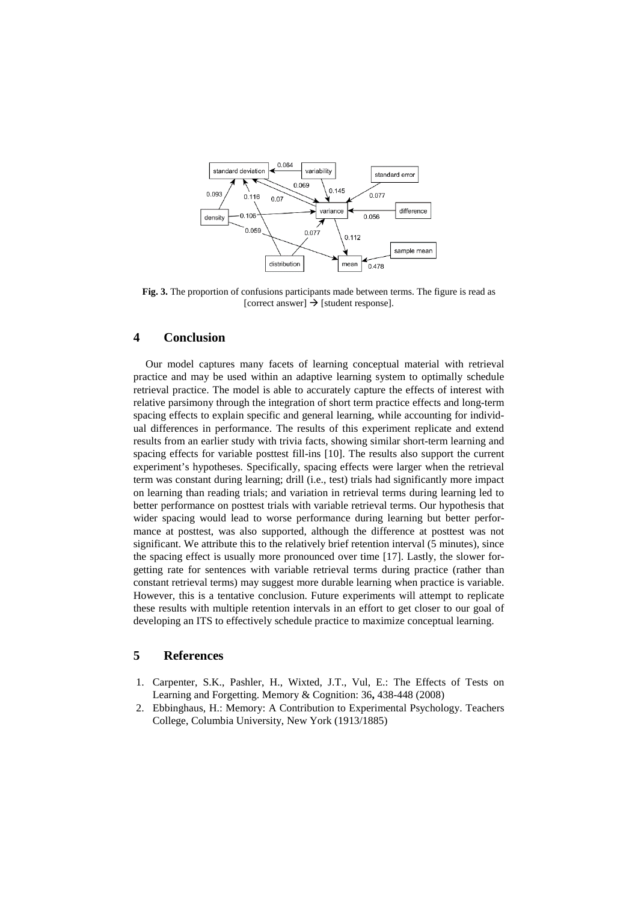standard deviation
0.064
variability
standard error
0.069
0.145
0.093
0.116
0.07
0.077
variance
difference
density
0.106
0.056
0.059
0.077
0.112
sample mean
distribution
mean
0.478

**Fig. 3.** The proportion of confusions participants made between terms. The figure is read as [correct answer] → [student response].

## 4 Conclusion

Our model captures many facets of learning conceptual material with retrieval practice and may be used within an adaptive learning system to optimally schedule retrieval practice. The model is able to accurately capture the effects of interest with relative parsimony through the integration of short term practice effects and long-term spacing effects to explain specific and general learning, while accounting for individual differences in performance. The results of this experiment replicate and extend results from an earlier study with trivia facts, showing similar short-term learning and spacing effects for variable posttest fill-ins [10]. The results also support the current experiment's hypotheses. Specifically, spacing effects were larger when the retrieval term was constant during learning; drill (i.e., test) trials had significantly more impact on learning than reading trials; and variation in retrieval terms during learning led to better performance on posttest trials with variable retrieval terms. Our hypothesis that wider spacing would lead to worse performance during learning but better performance at posttest, was also supported, although the difference at posttest was not significant. We attribute this to the relatively brief retention interval (5 minutes), since the spacing effect is usually more pronounced over time [17]. Lastly, the slower forgetting rate for sentences with variable retrieval terms during practice (rather than constant retrieval terms) may suggest more durable learning when practice is variable. However, this is a tentative conclusion. Future experiments will attempt to replicate these results with multiple retention intervals in an effort to get closer to our goal of developing an ITS to effectively schedule practice to maximize conceptual learning.

## 5 References

1. Carpenter, S.K., Pashler, H., Wixted, J.T., Vul, E.: The Effects of Tests on Learning and Forgetting. Memory & Cognition: 36**,** 438-448 (2008)
2. Ebbinghaus, H.: Memory: A Contribution to Experimental Psychology. Teachers College, Columbia University, New York (1913/1885)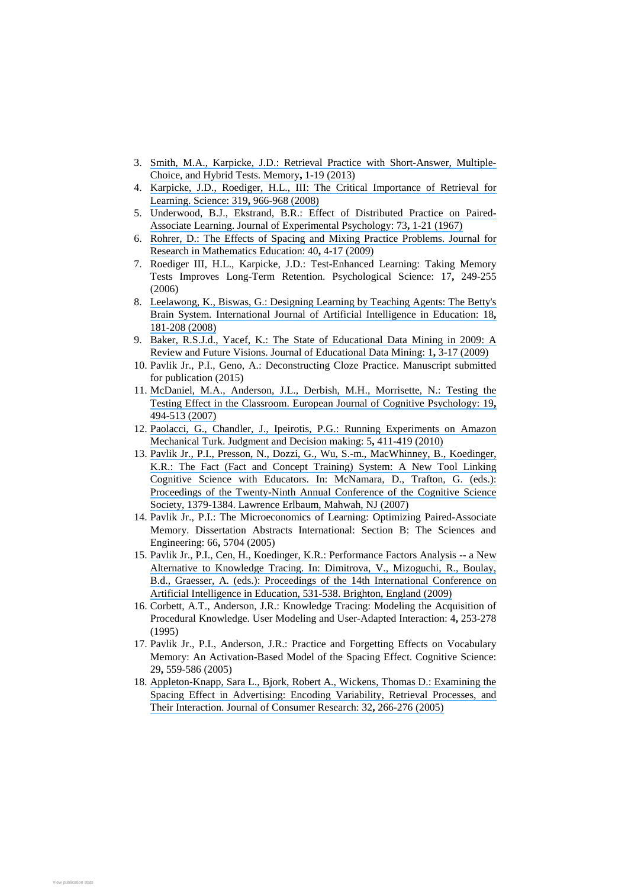3. Smith, M.A., Karpicke, J.D.: Retrieval Practice with Short-Answer, Multiple-Choice, and Hybrid Tests. Memory**,** 1-19 (2013)
4. Karpicke, J.D., Roediger, H.L., III: The Critical Importance of Retrieval for Learning. Science: 319**,** 966-968 (2008)
5. Underwood, B.J., Ekstrand, B.R.: Effect of Distributed Practice on Paired-Associate Learning. Journal of Experimental Psychology: 73**,** 1-21 (1967)
6. Rohrer, D.: The Effects of Spacing and Mixing Practice Problems. Journal for Research in Mathematics Education: 40**,** 4-17 (2009)
7. Roediger III, H.L., Karpicke, J.D.: Test-Enhanced Learning: Taking Memory Tests Improves Long-Term Retention. Psychological Science: 17**,** 249-255 (2006)
8. Leelawong, K., Biswas, G.: Designing Learning by Teaching Agents: The Betty's Brain System. International Journal of Artificial Intelligence in Education: 18**,** 181-208 (2008)
9. Baker, R.S.J.d., Yacef, K.: The State of Educational Data Mining in 2009: A Review and Future Visions. Journal of Educational Data Mining: 1**,** 3-17 (2009)
10. Pavlik Jr., P.I., Geno, A.: Deconstructing Cloze Practice. Manuscript submitted for publication (2015)
11. McDaniel, M.A., Anderson, J.L., Derbish, M.H., Morrisette, N.: Testing the Testing Effect in the Classroom. European Journal of Cognitive Psychology: 19**,** 494-513 (2007)
12. Paolacci, G., Chandler, J., Ipeirotis, P.G.: Running Experiments on Amazon Mechanical Turk. Judgment and Decision making: 5**,** 411-419 (2010)
13. Pavlik Jr., P.I., Presson, N., Dozzi, G., Wu, S.-m., MacWhinney, B., Koedinger, K.R.: The Fact (Fact and Concept Training) System: A New Tool Linking Cognitive Science with Educators. In: McNamara, D., Trafton, G. (eds.): Proceedings of the Twenty-Ninth Annual Conference of the Cognitive Science Society, 1379-1384. Lawrence Erlbaum, Mahwah, NJ (2007)
14. Pavlik Jr., P.I.: The Microeconomics of Learning: Optimizing Paired-Associate Memory. Dissertation Abstracts International: Section B: The Sciences and Engineering: 66**,** 5704 (2005)
15. Pavlik Jr., P.I., Cen, H., Koedinger, K.R.: Performance Factors Analysis -- a New Alternative to Knowledge Tracing. In: Dimitrova, V., Mizoguchi, R., Boulay, B.d., Graesser, A. (eds.): Proceedings of the 14th International Conference on Artificial Intelligence in Education, 531-538. Brighton, England (2009)
16. Corbett, A.T., Anderson, J.R.: Knowledge Tracing: Modeling the Acquisition of Procedural Knowledge. User Modeling and User-Adapted Interaction: 4**,** 253-278 (1995)
17. Pavlik Jr., P.I., Anderson, J.R.: Practice and Forgetting Effects on Vocabulary Memory: An Activation-Based Model of the Spacing Effect. Cognitive Science: 29**,** 559-586 (2005)
18. Appleton-Knapp, Sara L., Bjork, Robert A., Wickens, Thomas D.: Examining the Spacing Effect in Advertising: Encoding Variability, Retrieval Processes, and Their Interaction. Journal of Consumer Research: 32**,** 266-276 (2005)